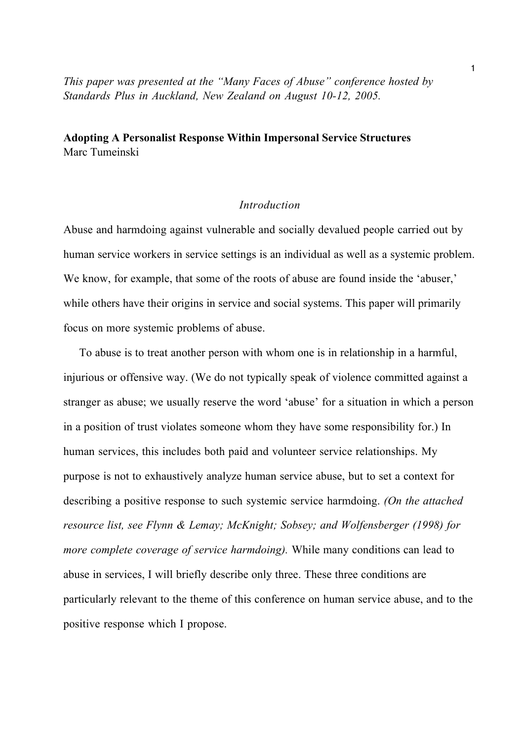*This paper was presented at the "Many Faces of Abuse" conference hosted by Standards Plus in Auckland, New Zealand on August 10-12, 2005.*

**Adopting A Personalist Response Within Impersonal Service Structures**
Marc Tumeinski

## *Introduction*

Abuse and harmdoing against vulnerable and socially devalued people carried out by human service workers in service settings is an individual as well as a systemic problem. We know, for example, that some of the roots of abuse are found inside the 'abuser,' while others have their origins in service and social systems. This paper will primarily focus on more systemic problems of abuse.

To abuse is to treat another person with whom one is in relationship in a harmful, injurious or offensive way. (We do not typically speak of violence committed against a stranger as abuse; we usually reserve the word 'abuse' for a situation in which a person in a position of trust violates someone whom they have some responsibility for.) In human services, this includes both paid and volunteer service relationships. My purpose is not to exhaustively analyze human service abuse, but to set a context for describing a positive response to such systemic service harmdoing. *(On the attached resource list, see Flynn & Lemay; McKnight; Sobsey; and Wolfensberger (1998) for more complete coverage of service harmdoing).* While many conditions can lead to abuse in services, I will briefly describe only three. These three conditions are particularly relevant to the theme of this conference on human service abuse, and to the positive response which I propose.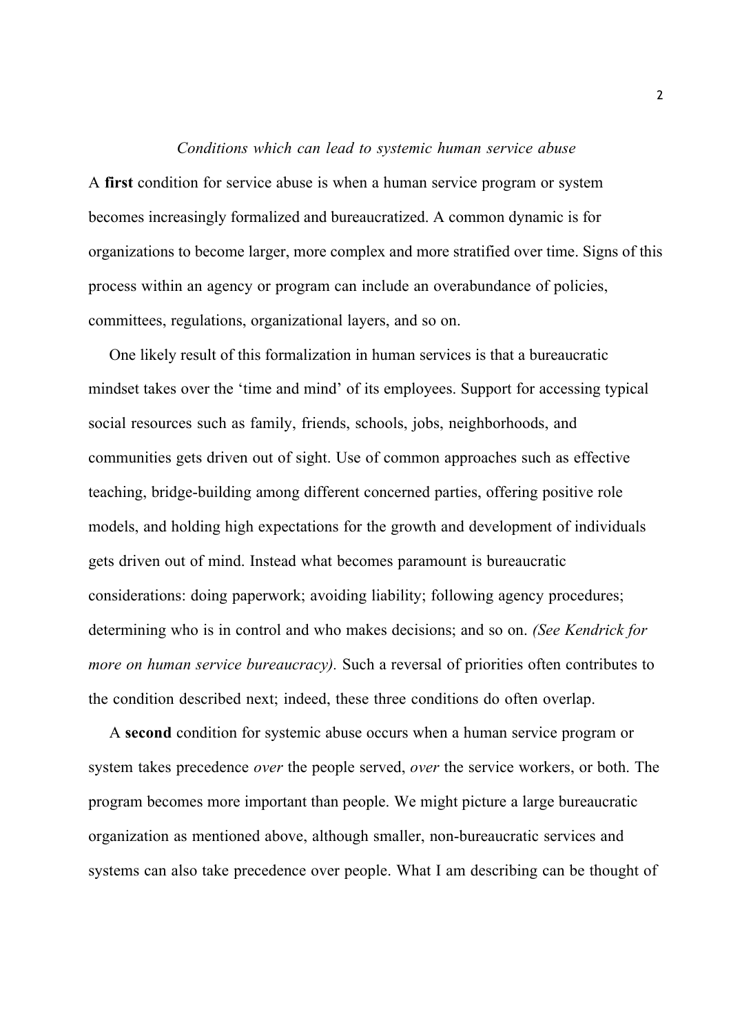*Conditions which can lead to systemic human service abuse*

A **first** condition for service abuse is when a human service program or system becomes increasingly formalized and bureaucratized. A common dynamic is for organizations to become larger, more complex and more stratified over time. Signs of this process within an agency or program can include an overabundance of policies, committees, regulations, organizational layers, and so on.

One likely result of this formalization in human services is that a bureaucratic mindset takes over the 'time and mind' of its employees. Support for accessing typical social resources such as family, friends, schools, jobs, neighborhoods, and communities gets driven out of sight. Use of common approaches such as effective teaching, bridge-building among different concerned parties, offering positive role models, and holding high expectations for the growth and development of individuals gets driven out of mind. Instead what becomes paramount is bureaucratic considerations: doing paperwork; avoiding liability; following agency procedures; determining who is in control and who makes decisions; and so on. *(See Kendrick for more on human service bureaucracy).* Such a reversal of priorities often contributes to the condition described next; indeed, these three conditions do often overlap.

A **second** condition for systemic abuse occurs when a human service program or system takes precedence *over* the people served, *over* the service workers, or both. The program becomes more important than people. We might picture a large bureaucratic organization as mentioned above, although smaller, non-bureaucratic services and systems can also take precedence over people. What I am describing can be thought of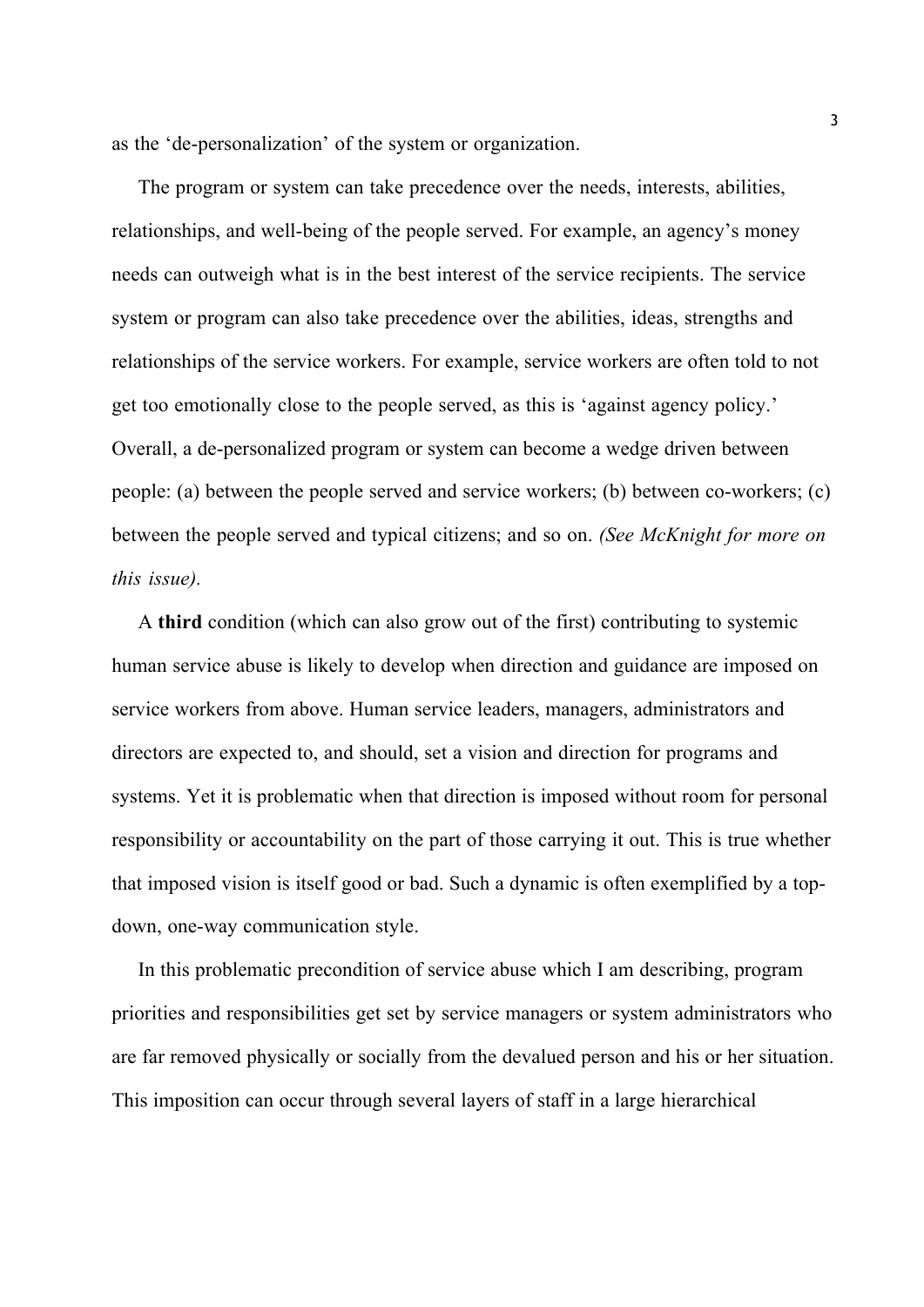as the 'de-personalization' of the system or organization.

The program or system can take precedence over the needs, interests, abilities, relationships, and well-being of the people served. For example, an agency's money needs can outweigh what is in the best interest of the service recipients. The service system or program can also take precedence over the abilities, ideas, strengths and relationships of the service workers. For example, service workers are often told to not get too emotionally close to the people served, as this is 'against agency policy.' Overall, a de-personalized program or system can become a wedge driven between people: (a) between the people served and service workers; (b) between co-workers; (c) between the people served and typical citizens; and so on. *(See McKnight for more on this issue).*

A **third** condition (which can also grow out of the first) contributing to systemic human service abuse is likely to develop when direction and guidance are imposed on service workers from above. Human service leaders, managers, administrators and directors are expected to, and should, set a vision and direction for programs and systems. Yet it is problematic when that direction is imposed without room for personal responsibility or accountability on the part of those carrying it out. This is true whether that imposed vision is itself good or bad. Such a dynamic is often exemplified by a top-down, one-way communication style.

In this problematic precondition of service abuse which I am describing, program priorities and responsibilities get set by service managers or system administrators who are far removed physically or socially from the devalued person and his or her situation. This imposition can occur through several layers of staff in a large hierarchical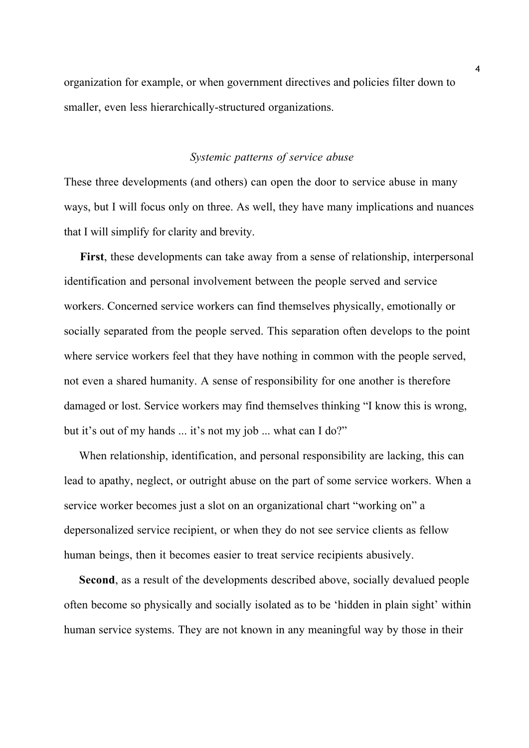organization for example, or when government directives and policies filter down to smaller, even less hierarchically-structured organizations.

### *Systemic patterns of service abuse*

These three developments (and others) can open the door to service abuse in many ways, but I will focus only on three. As well, they have many implications and nuances that I will simplify for clarity and brevity.

**First**, these developments can take away from a sense of relationship, interpersonal identification and personal involvement between the people served and service workers. Concerned service workers can find themselves physically, emotionally or socially separated from the people served. This separation often develops to the point where service workers feel that they have nothing in common with the people served, not even a shared humanity. A sense of responsibility for one another is therefore damaged or lost. Service workers may find themselves thinking "I know this is wrong, but it's out of my hands ... it's not my job ... what can I do?"

When relationship, identification, and personal responsibility are lacking, this can lead to apathy, neglect, or outright abuse on the part of some service workers. When a service worker becomes just a slot on an organizational chart "working on" a depersonalized service recipient, or when they do not see service clients as fellow human beings, then it becomes easier to treat service recipients abusively.

**Second**, as a result of the developments described above, socially devalued people often become so physically and socially isolated as to be 'hidden in plain sight' within human service systems. They are not known in any meaningful way by those in their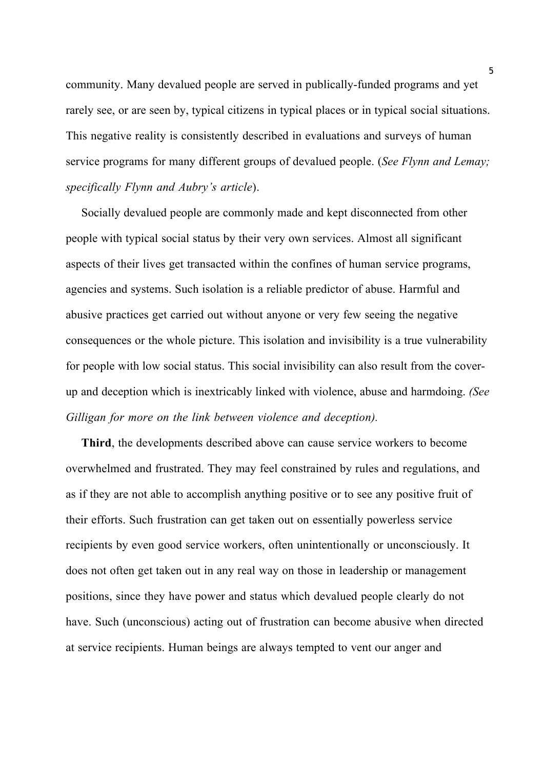community. Many devalued people are served in publically-funded programs and yet rarely see, or are seen by, typical citizens in typical places or in typical social situations. This negative reality is consistently described in evaluations and surveys of human service programs for many different groups of devalued people. (*See Flynn and Lemay; specifically Flynn and Aubry's article*).

Socially devalued people are commonly made and kept disconnected from other people with typical social status by their very own services. Almost all significant aspects of their lives get transacted within the confines of human service programs, agencies and systems. Such isolation is a reliable predictor of abuse. Harmful and abusive practices get carried out without anyone or very few seeing the negative consequences or the whole picture. This isolation and invisibility is a true vulnerability for people with low social status. This social invisibility can also result from the cover-up and deception which is inextricably linked with violence, abuse and harmdoing. *(See Gilligan for more on the link between violence and deception).*

**Third**, the developments described above can cause service workers to become overwhelmed and frustrated. They may feel constrained by rules and regulations, and as if they are not able to accomplish anything positive or to see any positive fruit of their efforts. Such frustration can get taken out on essentially powerless service recipients by even good service workers, often unintentionally or unconsciously. It does not often get taken out in any real way on those in leadership or management positions, since they have power and status which devalued people clearly do not have. Such (unconscious) acting out of frustration can become abusive when directed at service recipients. Human beings are always tempted to vent our anger and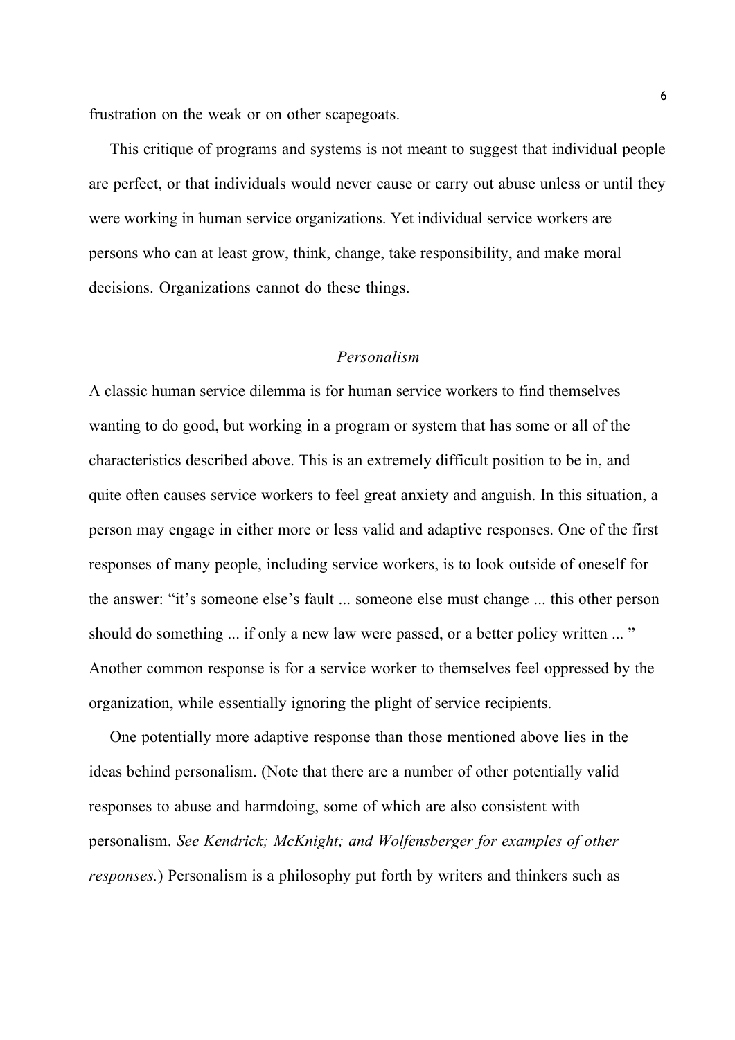frustration on the weak or on other scapegoats.

This critique of programs and systems is not meant to suggest that individual people are perfect, or that individuals would never cause or carry out abuse unless or until they were working in human service organizations. Yet individual service workers are persons who can at least grow, think, change, take responsibility, and make moral decisions. Organizations cannot do these things.

## *Personalism*

A classic human service dilemma is for human service workers to find themselves wanting to do good, but working in a program or system that has some or all of the characteristics described above. This is an extremely difficult position to be in, and quite often causes service workers to feel great anxiety and anguish. In this situation, a person may engage in either more or less valid and adaptive responses. One of the first responses of many people, including service workers, is to look outside of oneself for the answer: "it's someone else's fault ... someone else must change ... this other person should do something ... if only a new law were passed, or a better policy written ... " Another common response is for a service worker to themselves feel oppressed by the organization, while essentially ignoring the plight of service recipients.

One potentially more adaptive response than those mentioned above lies in the ideas behind personalism. (Note that there are a number of other potentially valid responses to abuse and harmdoing, some of which are also consistent with personalism. *See Kendrick; McKnight; and Wolfensberger for examples of other responses.*) Personalism is a philosophy put forth by writers and thinkers such as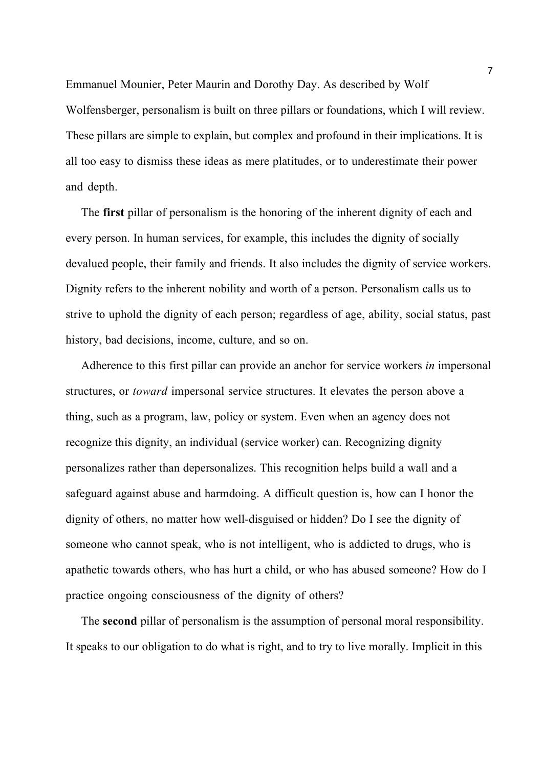Emmanuel Mounier, Peter Maurin and Dorothy Day. As described by Wolf Wolfensberger, personalism is built on three pillars or foundations, which I will review. These pillars are simple to explain, but complex and profound in their implications. It is all too easy to dismiss these ideas as mere platitudes, or to underestimate their power and depth.

The **first** pillar of personalism is the honoring of the inherent dignity of each and every person. In human services, for example, this includes the dignity of socially devalued people, their family and friends. It also includes the dignity of service workers. Dignity refers to the inherent nobility and worth of a person. Personalism calls us to strive to uphold the dignity of each person; regardless of age, ability, social status, past history, bad decisions, income, culture, and so on.

Adherence to this first pillar can provide an anchor for service workers *in* impersonal structures, or *toward* impersonal service structures. It elevates the person above a thing, such as a program, law, policy or system. Even when an agency does not recognize this dignity, an individual (service worker) can. Recognizing dignity personalizes rather than depersonalizes. This recognition helps build a wall and a safeguard against abuse and harmdoing. A difficult question is, how can I honor the dignity of others, no matter how well-disguised or hidden? Do I see the dignity of someone who cannot speak, who is not intelligent, who is addicted to drugs, who is apathetic towards others, who has hurt a child, or who has abused someone? How do I practice ongoing consciousness of the dignity of others?

The **second** pillar of personalism is the assumption of personal moral responsibility. It speaks to our obligation to do what is right, and to try to live morally. Implicit in this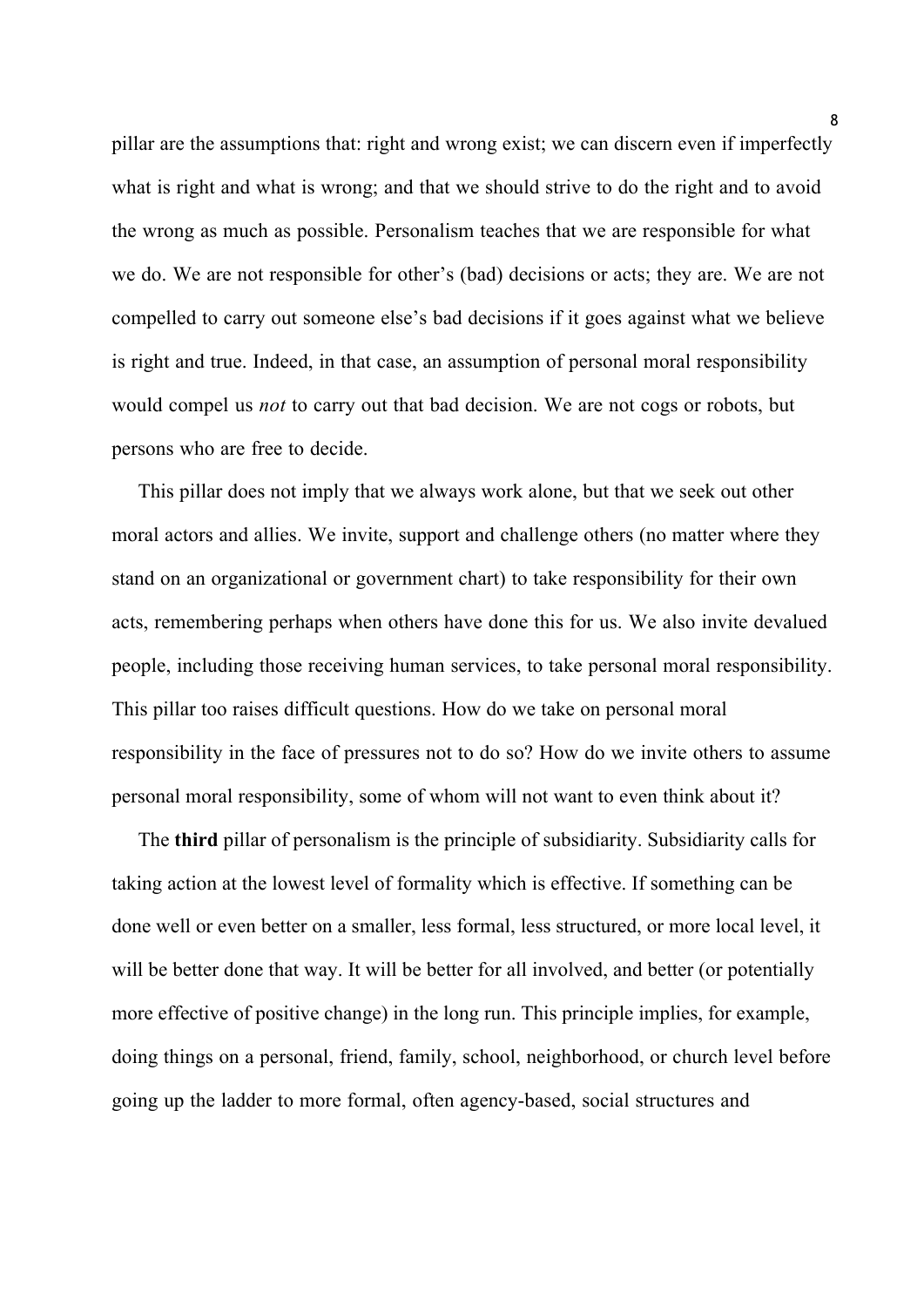pillar are the assumptions that: right and wrong exist; we can discern even if imperfectly what is right and what is wrong; and that we should strive to do the right and to avoid the wrong as much as possible. Personalism teaches that we are responsible for what we do. We are not responsible for other's (bad) decisions or acts; they are. We are not compelled to carry out someone else's bad decisions if it goes against what we believe is right and true. Indeed, in that case, an assumption of personal moral responsibility would compel us *not* to carry out that bad decision. We are not cogs or robots, but persons who are free to decide.

This pillar does not imply that we always work alone, but that we seek out other moral actors and allies. We invite, support and challenge others (no matter where they stand on an organizational or government chart) to take responsibility for their own acts, remembering perhaps when others have done this for us. We also invite devalued people, including those receiving human services, to take personal moral responsibility. This pillar too raises difficult questions. How do we take on personal moral responsibility in the face of pressures not to do so? How do we invite others to assume personal moral responsibility, some of whom will not want to even think about it?

The **third** pillar of personalism is the principle of subsidiarity. Subsidiarity calls for taking action at the lowest level of formality which is effective. If something can be done well or even better on a smaller, less formal, less structured, or more local level, it will be better done that way. It will be better for all involved, and better (or potentially more effective of positive change) in the long run. This principle implies, for example, doing things on a personal, friend, family, school, neighborhood, or church level before going up the ladder to more formal, often agency-based, social structures and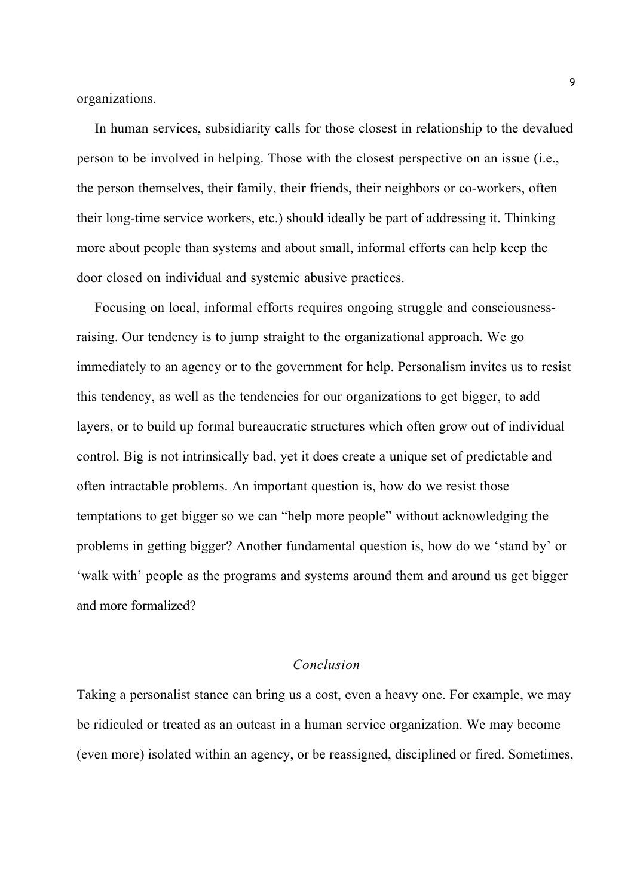organizations.

In human services, subsidiarity calls for those closest in relationship to the devalued person to be involved in helping. Those with the closest perspective on an issue (i.e., the person themselves, their family, their friends, their neighbors or co-workers, often their long-time service workers, etc.) should ideally be part of addressing it. Thinking more about people than systems and about small, informal efforts can help keep the door closed on individual and systemic abusive practices.

Focusing on local, informal efforts requires ongoing struggle and consciousness-raising. Our tendency is to jump straight to the organizational approach. We go immediately to an agency or to the government for help. Personalism invites us to resist this tendency, as well as the tendencies for our organizations to get bigger, to add layers, or to build up formal bureaucratic structures which often grow out of individual control. Big is not intrinsically bad, yet it does create a unique set of predictable and often intractable problems. An important question is, how do we resist those temptations to get bigger so we can "help more people" without acknowledging the problems in getting bigger? Another fundamental question is, how do we 'stand by' or 'walk with' people as the programs and systems around them and around us get bigger and more formalized?

## *Conclusion*

Taking a personalist stance can bring us a cost, even a heavy one. For example, we may be ridiculed or treated as an outcast in a human service organization. We may become (even more) isolated within an agency, or be reassigned, disciplined or fired. Sometimes,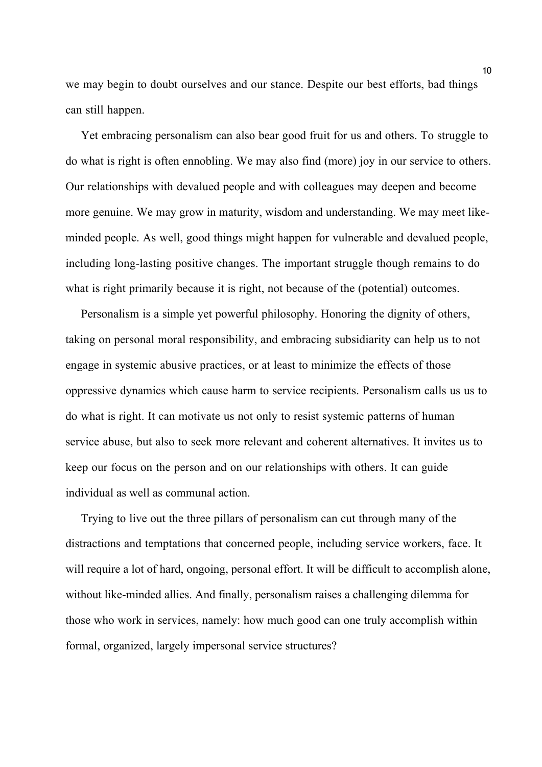we may begin to doubt ourselves and our stance. Despite our best efforts, bad things can still happen.

Yet embracing personalism can also bear good fruit for us and others. To struggle to do what is right is often ennobling. We may also find (more) joy in our service to others. Our relationships with devalued people and with colleagues may deepen and become more genuine. We may grow in maturity, wisdom and understanding. We may meet like-minded people. As well, good things might happen for vulnerable and devalued people, including long-lasting positive changes. The important struggle though remains to do what is right primarily because it is right, not because of the (potential) outcomes.

Personalism is a simple yet powerful philosophy. Honoring the dignity of others, taking on personal moral responsibility, and embracing subsidiarity can help us to not engage in systemic abusive practices, or at least to minimize the effects of those oppressive dynamics which cause harm to service recipients. Personalism calls us us to do what is right. It can motivate us not only to resist systemic patterns of human service abuse, but also to seek more relevant and coherent alternatives. It invites us to keep our focus on the person and on our relationships with others. It can guide individual as well as communal action.

Trying to live out the three pillars of personalism can cut through many of the distractions and temptations that concerned people, including service workers, face. It will require a lot of hard, ongoing, personal effort. It will be difficult to accomplish alone, without like-minded allies. And finally, personalism raises a challenging dilemma for those who work in services, namely: how much good can one truly accomplish within formal, organized, largely impersonal service structures?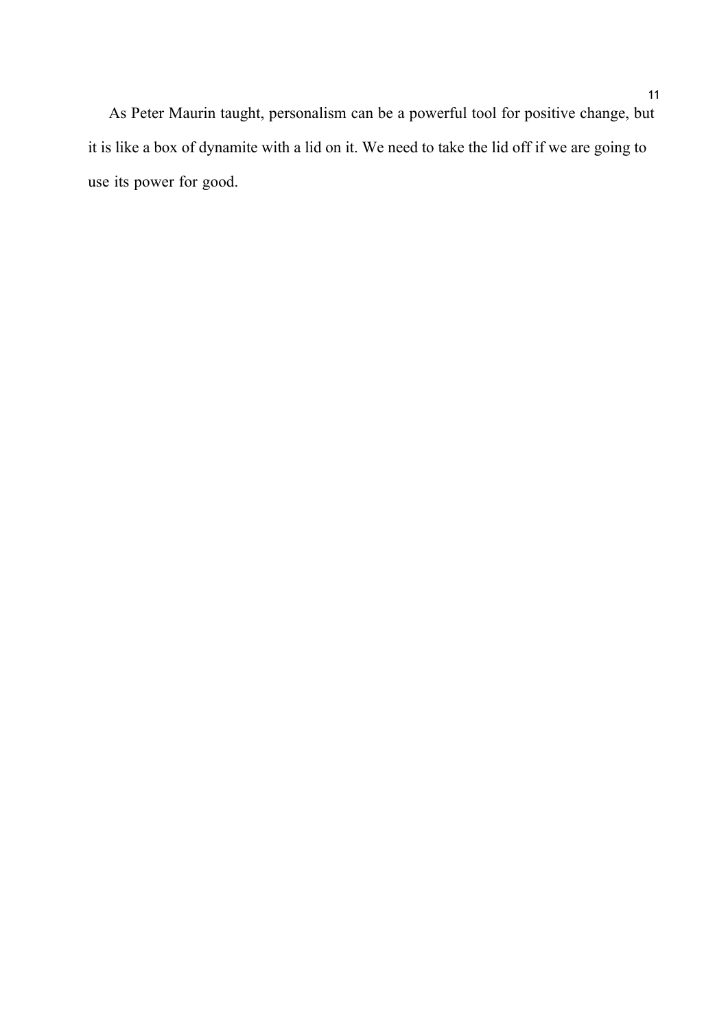As Peter Maurin taught, personalism can be a powerful tool for positive change, but it is like a box of dynamite with a lid on it. We need to take the lid off if we are going to use its power for good.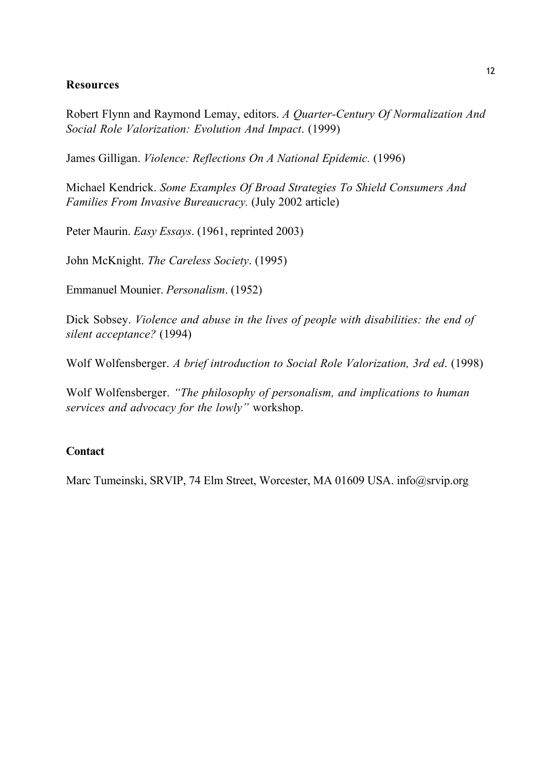## Resources

Robert Flynn and Raymond Lemay, editors. *A Quarter-Century Of Normalization And Social Role Valorization: Evolution And Impact*. (1999)

James Gilligan. *Violence: Reflections On A National Epidemic.* (1996)

Michael Kendrick. *Some Examples Of Broad Strategies To Shield Consumers And Families From Invasive Bureaucracy.* (July 2002 article)

Peter Maurin. *Easy Essays*. (1961, reprinted 2003)

John McKnight. *The Careless Society*. (1995)

Emmanuel Mounier. *Personalism*. (1952)

Dick Sobsey. *Violence and abuse in the lives of people with disabilities: the end of silent acceptance?* (1994)

Wolf Wolfensberger. *A brief introduction to Social Role Valorization, 3rd ed*. (1998)

Wolf Wolfensberger. *"The philosophy of personalism, and implications to human services and advocacy for the lowly"* workshop.

## Contact

Marc Tumeinski, SRVIP, 74 Elm Street, Worcester, MA 01609 USA. info@srvip.org